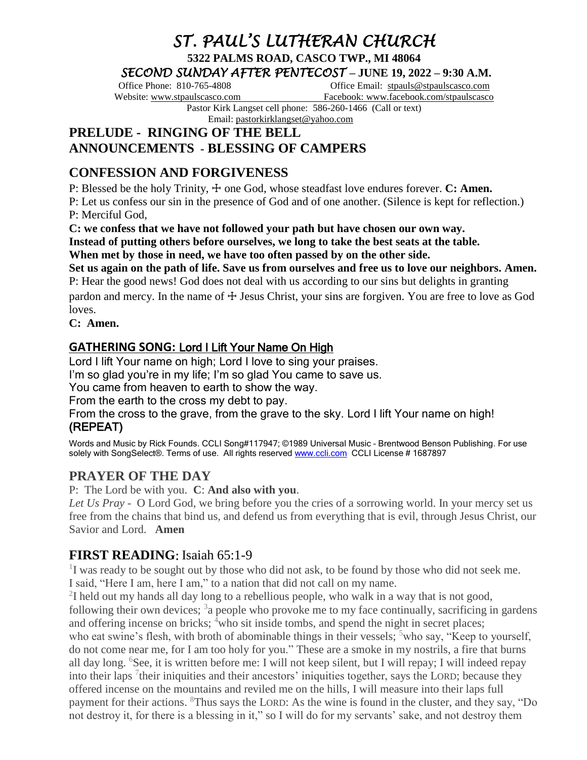# *ST. PAUL'S LUTHERAN CHURCH*

**5322 PALMS ROAD, CASCO TWP., MI 48064**

***SECOND SUNDAY AFTER PENTECOST* – JUNE 19, 2022 – 9:30 A.M.**

Office Phone: 810-765-4808 Office Email: stpauls@stpaulscasco.com
Website: www.stpaulscasco.com Facebook: www.facebook.com/stpaulscasco
Pastor Kirk Langset cell phone: 586-260-1466 (Call or text)
Email: pastorkirklangset@yahoo.com

## PRELUDE - RINGING OF THE BELL
## ANNOUNCEMENTS - BLESSING OF CAMPERS

## CONFESSION AND FORGIVENESS

P: Blessed be the holy Trinity, ☩ one God, whose steadfast love endures forever. **C: Amen.**

P: Let us confess our sin in the presence of God and of one another. (Silence is kept for reflection.)

P: Merciful God,

**C: we confess that we have not followed your path but have chosen our own way.**
**Instead of putting others before ourselves, we long to take the best seats at the table.**
**When met by those in need, we have too often passed by on the other side.**
**Set us again on the path of life. Save us from ourselves and free us to love our neighbors. Amen.**

P: Hear the good news! God does not deal with us according to our sins but delights in granting pardon and mercy. In the name of ☩ Jesus Christ, your sins are forgiven. You are free to love as God loves.

**C: Amen.**

### GATHERING SONG: Lord I Lift Your Name On High

Lord I lift Your name on high; Lord I love to sing your praises.
I'm so glad you're in my life; I'm so glad You came to save us.
You came from heaven to earth to show the way.
From the earth to the cross my debt to pay.
From the cross to the grave, from the grave to the sky. Lord I lift Your name on high!
**(REPEAT)**

Words and Music by Rick Founds. CCLI Song#117947; ©1989 Universal Music - Brentwood Benson Publishing. For use solely with SongSelect®. Terms of use. All rights reserved www.ccli.com CCLI License # 1687897

## PRAYER OF THE DAY

P: The Lord be with you. **C**: **And also with you**.

*Let Us Pray* - O Lord God, we bring before you the cries of a sorrowing world. In your mercy set us free from the chains that bind us, and defend us from everything that is evil, through Jesus Christ, our Savior and Lord. **Amen**

## FIRST READING: Isaiah 65:1-9

[1]I was ready to be sought out by those who did not ask, to be found by those who did not seek me. I said, "Here I am, here I am," to a nation that did not call on my name.

[2]I held out my hands all day long to a rebellious people, who walk in a way that is not good, following their own devices; [3]a people who provoke me to my face continually, sacrificing in gardens and offering incense on bricks; [4]who sit inside tombs, and spend the night in secret places; who eat swine's flesh, with broth of abominable things in their vessels; [5]who say, "Keep to yourself, do not come near me, for I am too holy for you." These are a smoke in my nostrils, a fire that burns all day long. [6]See, it is written before me: I will not keep silent, but I will repay; I will indeed repay into their laps [7]their iniquities and their ancestors' iniquities together, says the LORD; because they offered incense on the mountains and reviled me on the hills, I will measure into their laps full payment for their actions. [8]Thus says the LORD: As the wine is found in the cluster, and they say, "Do not destroy it, for there is a blessing in it," so I will do for my servants' sake, and not destroy them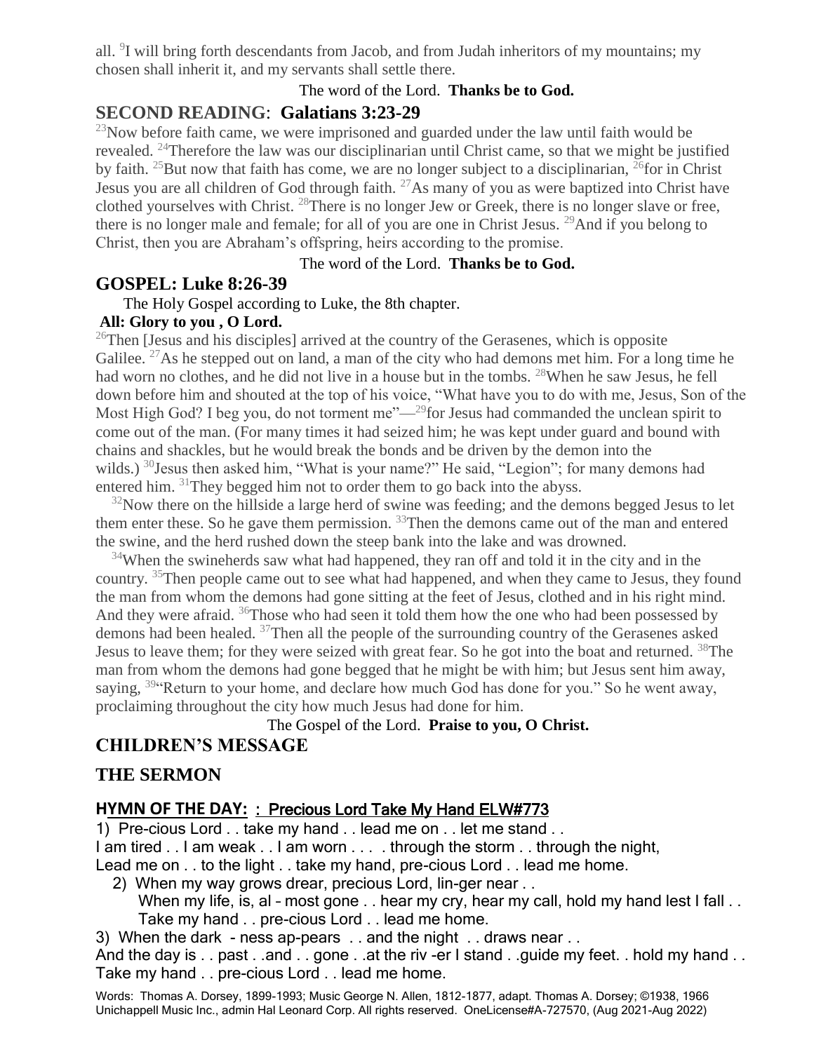all. [9]I will bring forth descendants from Jacob, and from Judah inheritors of my mountains; my chosen shall inherit it, and my servants shall settle there.

The word of the Lord. **Thanks be to God.**

## SECOND READING: Galatians 3:23-29

[23]Now before faith came, we were imprisoned and guarded under the law until faith would be revealed. [24]Therefore the law was our disciplinarian until Christ came, so that we might be justified by faith. [25]But now that faith has come, we are no longer subject to a disciplinarian, [26]for in Christ Jesus you are all children of God through faith. [27]As many of you as were baptized into Christ have clothed yourselves with Christ. [28]There is no longer Jew or Greek, there is no longer slave or free, there is no longer male and female; for all of you are one in Christ Jesus. [29]And if you belong to Christ, then you are Abraham's offspring, heirs according to the promise.

The word of the Lord. **Thanks be to God.**

## GOSPEL: Luke 8:26-39

The Holy Gospel according to Luke, the 8th chapter.

**All: Glory to you , O Lord.**

[26]Then [Jesus and his disciples] arrived at the country of the Gerasenes, which is opposite Galilee. [27]As he stepped out on land, a man of the city who had demons met him. For a long time he had worn no clothes, and he did not live in a house but in the tombs. [28]When he saw Jesus, he fell down before him and shouted at the top of his voice, "What have you to do with me, Jesus, Son of the Most High God? I beg you, do not torment me"—[29]for Jesus had commanded the unclean spirit to come out of the man. (For many times it had seized him; he was kept under guard and bound with chains and shackles, but he would break the bonds and be driven by the demon into the wilds.) [30]Jesus then asked him, "What is your name?" He said, "Legion"; for many demons had entered him. [31]They begged him not to order them to go back into the abyss.

[32]Now there on the hillside a large herd of swine was feeding; and the demons begged Jesus to let them enter these. So he gave them permission. [33]Then the demons came out of the man and entered the swine, and the herd rushed down the steep bank into the lake and was drowned.

[34]When the swineherds saw what had happened, they ran off and told it in the city and in the country. [35]Then people came out to see what had happened, and when they came to Jesus, they found the man from whom the demons had gone sitting at the feet of Jesus, clothed and in his right mind. And they were afraid. [36]Those who had seen it told them how the one who had been possessed by demons had been healed. [37]Then all the people of the surrounding country of the Gerasenes asked Jesus to leave them; for they were seized with great fear. So he got into the boat and returned. [38]The man from whom the demons had gone begged that he might be with him; but Jesus sent him away, saying, [39]"Return to your home, and declare how much God has done for you." So he went away, proclaiming throughout the city how much Jesus had done for him.

The Gospel of the Lord. **Praise to you, O Christ.**

## CHILDREN'S MESSAGE

## THE SERMON

### HYMN OF THE DAY: : Precious Lord Take My Hand ELW#773

1) Pre-cious Lord . . take my hand . . lead me on . . let me stand . .
I am tired . . I am weak . . I am worn . . . . through the storm . . through the night,
Lead me on . . to the light . . take my hand, pre-cious Lord . . lead me home.

2) When my way grows drear, precious Lord, lin-ger near . .
When my life, is, al – most gone . . hear my cry, hear my call, hold my hand lest I fall . .
Take my hand . . pre-cious Lord . . lead me home.

3) When the dark - ness ap-pears . . and the night . . draws near . .
And the day is . . past . .and . . gone . .at the riv -er I stand . .guide my feet. . hold my hand . .
Take my hand . . pre-cious Lord . . lead me home.

Words: Thomas A. Dorsey, 1899-1993; Music George N. Allen, 1812-1877, adapt. Thomas A. Dorsey; ©1938, 1966 Unichappell Music Inc., admin Hal Leonard Corp. All rights reserved. OneLicense#A-727570, (Aug 2021-Aug 2022)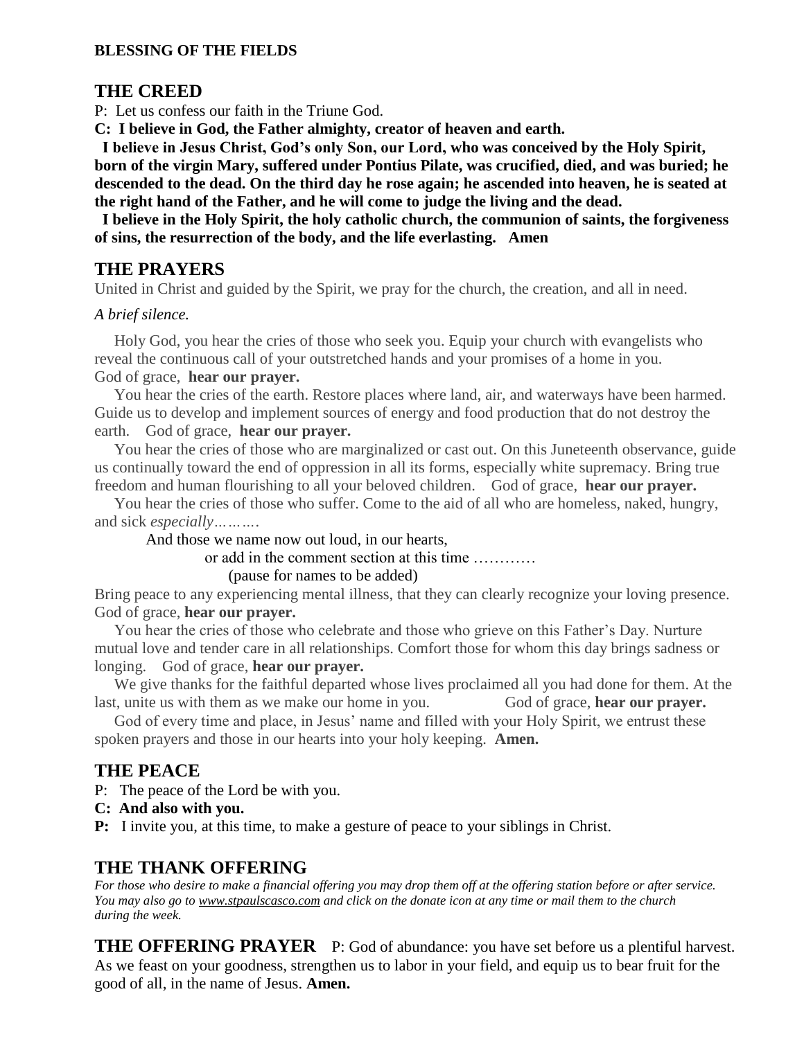**BLESSING OF THE FIELDS**

## THE CREED

P: Let us confess our faith in the Triune God.

**C: I believe in God, the Father almighty, creator of heaven and earth.**

**I believe in Jesus Christ, God's only Son, our Lord, who was conceived by the Holy Spirit, born of the virgin Mary, suffered under Pontius Pilate, was crucified, died, and was buried; he descended to the dead. On the third day he rose again; he ascended into heaven, he is seated at the right hand of the Father, and he will come to judge the living and the dead.**

**I believe in the Holy Spirit, the holy catholic church, the communion of saints, the forgiveness of sins, the resurrection of the body, and the life everlasting. Amen**

## THE PRAYERS

United in Christ and guided by the Spirit, we pray for the church, the creation, and all in need.

*A brief silence.*

Holy God, you hear the cries of those who seek you. Equip your church with evangelists who reveal the continuous call of your outstretched hands and your promises of a home in you. God of grace, **hear our prayer.**

You hear the cries of the earth. Restore places where land, air, and waterways have been harmed. Guide us to develop and implement sources of energy and food production that do not destroy the earth. God of grace, **hear our prayer.**

You hear the cries of those who are marginalized or cast out. On this Juneteenth observance, guide us continually toward the end of oppression in all its forms, especially white supremacy. Bring true freedom and human flourishing to all your beloved children. God of grace, **hear our prayer.**

You hear the cries of those who suffer. Come to the aid of all who are homeless, naked, hungry, and sick *especially……….*

And those we name now out loud, in our hearts,

or add in the comment section at this time …………

(pause for names to be added)

Bring peace to any experiencing mental illness, that they can clearly recognize your loving presence. God of grace, **hear our prayer.**

You hear the cries of those who celebrate and those who grieve on this Father's Day. Nurture mutual love and tender care in all relationships. Comfort those for whom this day brings sadness or longing. God of grace, **hear our prayer.**

We give thanks for the faithful departed whose lives proclaimed all you had done for them. At the last, unite us with them as we make our home in you. God of grace, **hear our prayer.**

God of every time and place, in Jesus' name and filled with your Holy Spirit, we entrust these spoken prayers and those in our hearts into your holy keeping. **Amen.**

## THE PEACE

P: The peace of the Lord be with you.

**C: And also with you.**

**P:** I invite you, at this time, to make a gesture of peace to your siblings in Christ.

## THE THANK OFFERING

*For those who desire to make a financial offering you may drop them off at the offering station before or after service. You may also go to www.stpaulscasco.com and click on the donate icon at any time or mail them to the church during the week.*

**THE OFFERING PRAYER** P: God of abundance: you have set before us a plentiful harvest. As we feast on your goodness, strengthen us to labor in your field, and equip us to bear fruit for the good of all, in the name of Jesus. **Amen.**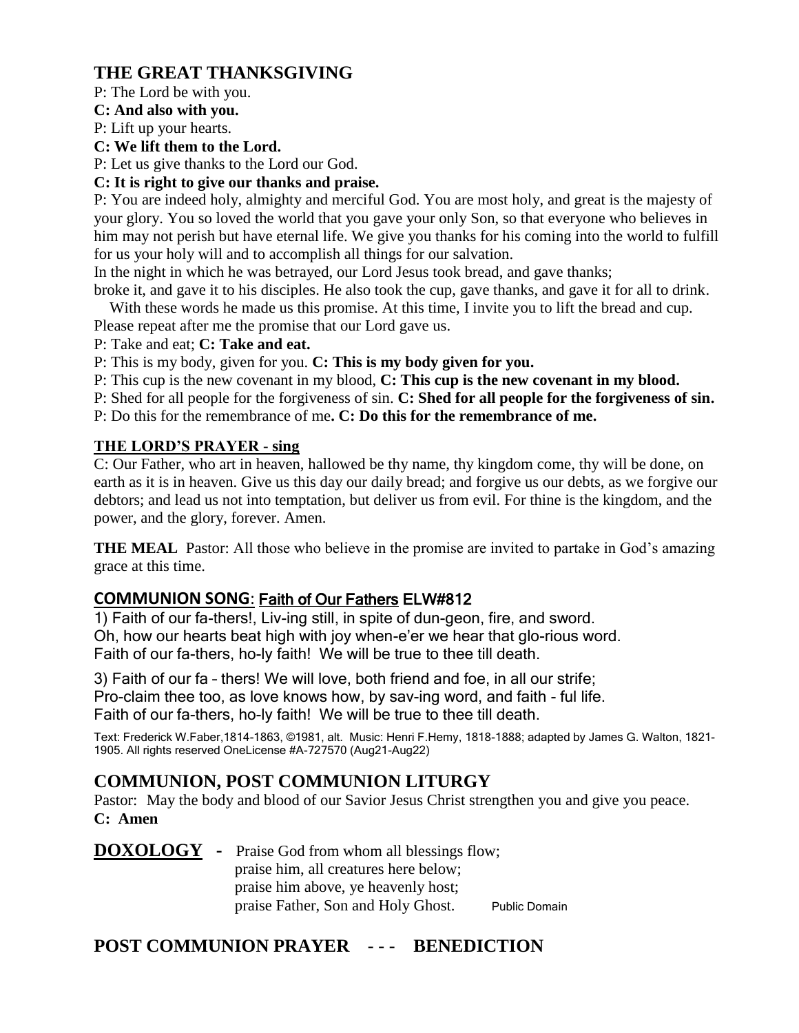## THE GREAT THANKSGIVING

P: The Lord be with you.

**C: And also with you.**

P: Lift up your hearts.

**C: We lift them to the Lord.**

P: Let us give thanks to the Lord our God.

**C: It is right to give our thanks and praise.**

P: You are indeed holy, almighty and merciful God. You are most holy, and great is the majesty of your glory. You so loved the world that you gave your only Son, so that everyone who believes in him may not perish but have eternal life. We give you thanks for his coming into the world to fulfill for us your holy will and to accomplish all things for our salvation.

In the night in which he was betrayed, our Lord Jesus took bread, and gave thanks;
broke it, and gave it to his disciples. He also took the cup, gave thanks, and gave it for all to drink.
With these words he made us this promise. At this time, I invite you to lift the bread and cup.
Please repeat after me the promise that our Lord gave us.

P: Take and eat; **C: Take and eat.**

P: This is my body, given for you. **C: This is my body given for you.**

P: This cup is the new covenant in my blood, **C: This cup is the new covenant in my blood.**

P: Shed for all people for the forgiveness of sin. **C: Shed for all people for the forgiveness of sin.**

P: Do this for the remembrance of me**. C: Do this for the remembrance of me.**

**THE LORD'S PRAYER - sing**

C: Our Father, who art in heaven, hallowed be thy name, thy kingdom come, thy will be done, on earth as it is in heaven. Give us this day our daily bread; and forgive us our debts, as we forgive our debtors; and lead us not into temptation, but deliver us from evil. For thine is the kingdom, and the power, and the glory, forever. Amen.

**THE MEAL** Pastor: All those who believe in the promise are invited to partake in God's amazing grace at this time.

### COMMUNION SONG: Faith of Our Fathers ELW#812

1) Faith of our fa-thers!, Liv-ing still, in spite of dun-geon, fire, and sword.
Oh, how our hearts beat high with joy when-e'er we hear that glo-rious word.
Faith of our fa-thers, ho-ly faith! We will be true to thee till death.

3) Faith of our fa – thers! We will love, both friend and foe, in all our strife;
Pro-claim thee too, as love knows how, by sav-ing word, and faith - ful life.
Faith of our fa-thers, ho-ly faith! We will be true to thee till death.

Text: Frederick W.Faber,1814-1863, ©1981, alt. Music: Henri F.Hemy, 1818-1888; adapted by James G. Walton, 1821-1905. All rights reserved OneLicense #A-727570 (Aug21-Aug22)

## COMMUNION, POST COMMUNION LITURGY

Pastor: May the body and blood of our Savior Jesus Christ strengthen you and give you peace.

**C: Amen**

**DOXOLOGY** - Praise God from whom all blessings flow;
praise him, all creatures here below;
praise him above, ye heavenly host;
praise Father, Son and Holy Ghost. Public Domain

## POST COMMUNION PRAYER - - - BENEDICTION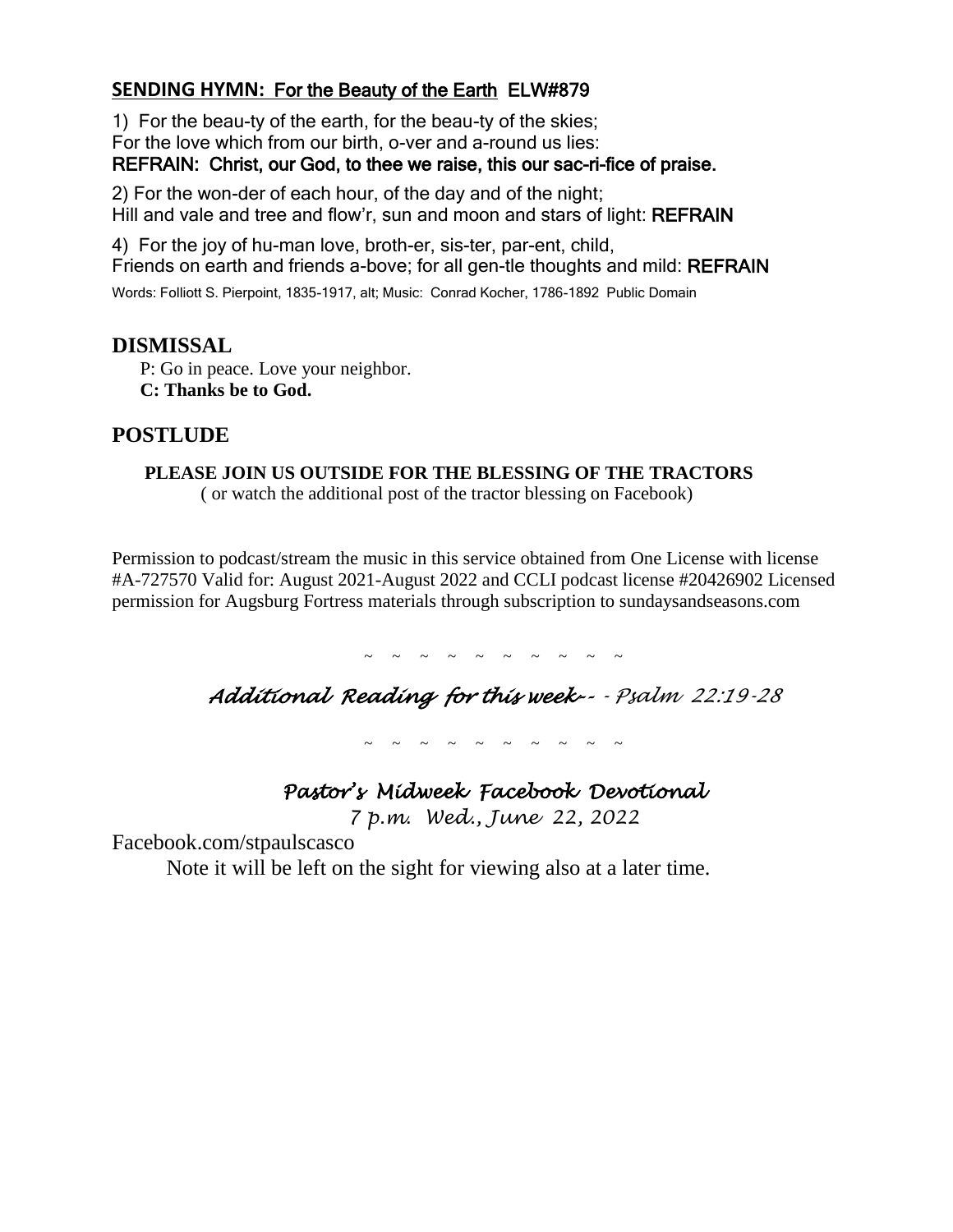## SENDING HYMN: For the Beauty of the Earth ELW#879

1) For the beau-ty of the earth, for the beau-ty of the skies;
For the love which from our birth, o-ver and a-round us lies:
**REFRAIN: Christ, our God, to thee we raise, this our sac-ri-fice of praise.**

2) For the won-der of each hour, of the day and of the night;
Hill and vale and tree and flow'r, sun and moon and stars of light: **REFRAIN**

4) For the joy of hu-man love, broth-er, sis-ter, par-ent, child,
Friends on earth and friends a-bove; for all gen-tle thoughts and mild: **REFRAIN**

Words: Folliott S. Pierpoint, 1835-1917, alt; Music: Conrad Kocher, 1786-1892 Public Domain

## DISMISSAL

P: Go in peace. Love your neighbor.
**C: Thanks be to God.**

## POSTLUDE

**PLEASE JOIN US OUTSIDE FOR THE BLESSING OF THE TRACTORS**
( or watch the additional post of the tractor blessing on Facebook)

Permission to podcast/stream the music in this service obtained from One License with license #A-727570 Valid for: August 2021-August 2022 and CCLI podcast license #20426902 Licensed permission for Augsburg Fortress materials through subscription to sundaysandseasons.com

~ ~ ~ ~ ~ ~ ~ ~ ~ ~

*Additional Reading for this week-- - Psalm 22:19-28*

~ ~ ~ ~ ~ ~ ~ ~ ~ ~

*Pastor's Midweek Facebook Devotional*
*7 p.m. Wed., June 22, 2022*

Facebook.com/stpaulscasco
Note it will be left on the sight for viewing also at a later time.